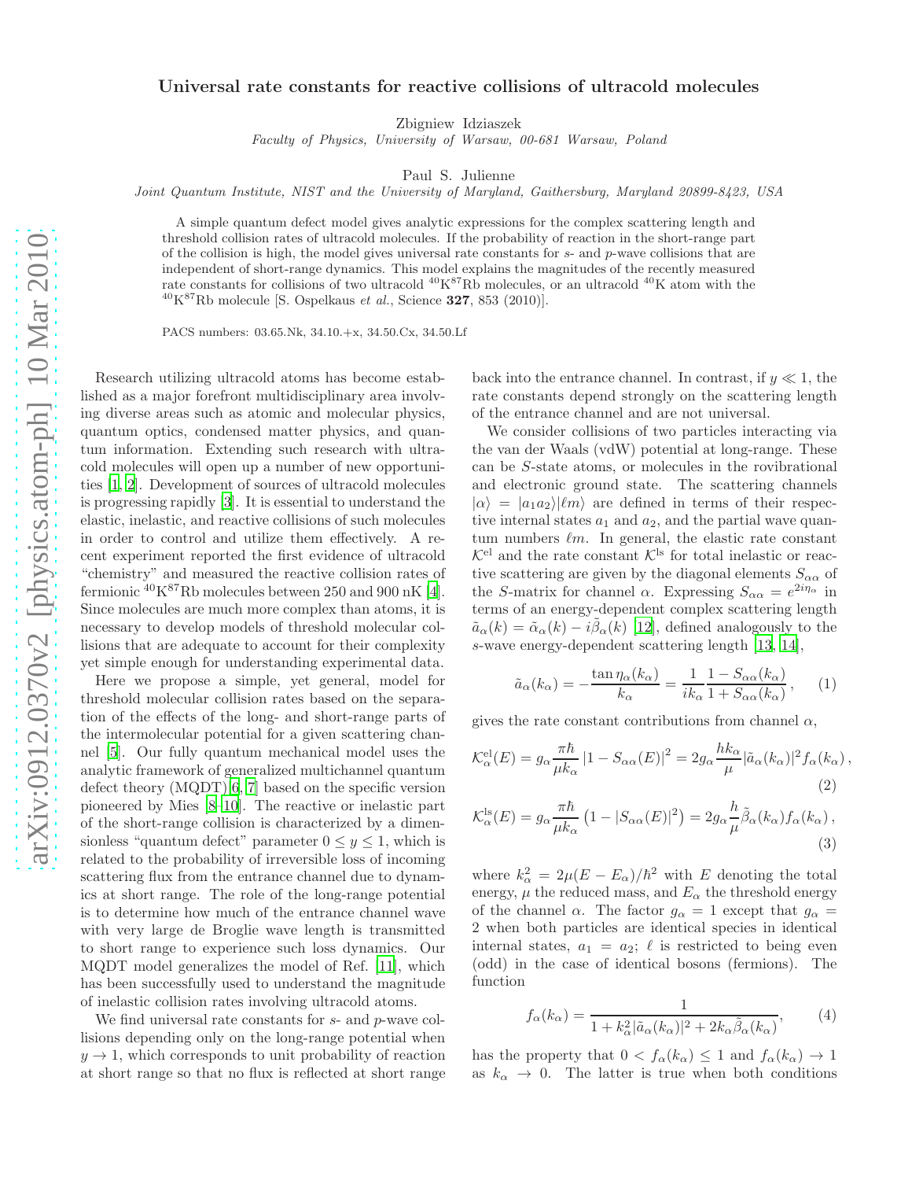# Universal rate constants for reactive collisions of ultracold molecules

Zbigniew Idziaszek

*Faculty of Physics, University of Warsaw, 00-681 Warsaw, Poland*

Paul S. Julienne

*Joint Quantum Institute, NIST and the University of Maryland, Gaithersburg, Maryland 20899-8423, USA*

A simple quantum defect model gives analytic expressions for the complex scattering length and threshold collision rates of ultracold molecules. If the probability of reaction in the short-range part of the collision is high, the model gives universal rate constants for $s$- and $p$-wave collisions that are independent of short-range dynamics. This model explains the magnitudes of the recently measured rate constants for collisions of two ultracold $^{40}$K$^{87}$Rb molecules, or an ultracold $^{40}$K atom with the $^{40}$K$^{87}$Rb molecule [S. Ospelkaus *et al.*, Science **327**, 853 (2010)].

PACS numbers: 03.65.Nk, 34.10.+x, 34.50.Cx, 34.50.Lf

Research utilizing ultracold atoms has become established as a major forefront multidisciplinary area involving diverse areas such as atomic and molecular physics, quantum optics, condensed matter physics, and quantum information. Extending such research with ultracold molecules will open up a number of new opportunities [1, 2]. Development of sources of ultracold molecules is progressing rapidly [3]. It is essential to understand the elastic, inelastic, and reactive collisions of such molecules in order to control and utilize them effectively. A recent experiment reported the first evidence of ultracold "chemistry" and measured the reactive collision rates of fermionic $^{40}$K$^{87}$Rb molecules between 250 and 900 nK [4]. Since molecules are much more complex than atoms, it is necessary to develop models of threshold molecular collisions that are adequate to account for their complexity yet simple enough for understanding experimental data.

Here we propose a simple, yet general, model for threshold molecular collision rates based on the separation of the effects of the long- and short-range parts of the intermolecular potential for a given scattering channel [5]. Our fully quantum mechanical model uses the analytic framework of generalized multichannel quantum defect theory (MQDT)[6, 7] based on the specific version pioneered by Mies [8–10]. The reactive or inelastic part of the short-range collision is characterized by a dimensionless "quantum defect" parameter $0 \le y \le 1$, which is related to the probability of irreversible loss of incoming scattering flux from the entrance channel due to dynamics at short range. The role of the long-range potential is to determine how much of the entrance channel wave with very large de Broglie wave length is transmitted to short range to experience such loss dynamics. Our MQDT model generalizes the model of Ref. [11], which has been successfully used to understand the magnitude of inelastic collision rates involving ultracold atoms.

We find universal rate constants for $s$- and $p$-wave collisions depending only on the long-range potential when $y \to 1$, which corresponds to unit probability of reaction at short range so that no flux is reflected at short range back into the entrance channel. In contrast, if $y \ll 1$, the rate constants depend strongly on the scattering length of the entrance channel and are not universal.

We consider collisions of two particles interacting via the van der Waals (vdW) potential at long-range. These can be $S$-state atoms, or molecules in the rovibrational and electronic ground state. The scattering channels $|\alpha\rangle = |a_1 a_2\rangle|\ell m\rangle$ are defined in terms of their respective internal states $a_1$ and $a_2$, and the partial wave quantum numbers $\ell m$. In general, the elastic rate constant $\mathcal{K}^{\rm el}$ and the rate constant $\mathcal{K}^{\rm ls}$ for total inelastic or reactive scattering are given by the diagonal elements $S_{\alpha\alpha}$ of the $S$-matrix for channel $\alpha$. Expressing $S_{\alpha\alpha} = e^{2i\eta_\alpha}$ in terms of an energy-dependent complex scattering length $\tilde{a}_\alpha(k) = \tilde{\alpha}_\alpha(k) - i\tilde{\beta}_\alpha(k)$ [12], defined analogously to the $s$-wave energy-dependent scattering length [13, 14],

$$\tilde{a}_\alpha(k_\alpha) = -\frac{\tan\eta_\alpha(k_\alpha)}{k_\alpha} = \frac{1}{ik_\alpha}\frac{1 - S_{\alpha\alpha}(k_\alpha)}{1 + S_{\alpha\alpha}(k_\alpha)}, \qquad (1)$$

gives the rate constant contributions from channel $\alpha$,

$$\mathcal{K}^{\rm el}_\alpha(E) = g_\alpha \frac{\pi\hbar}{\mu k_\alpha}\left|1 - S_{\alpha\alpha}(E)\right|^2 = 2g_\alpha \frac{hk_\alpha}{\mu}|\tilde{a}_\alpha(k_\alpha)|^2 f_\alpha(k_\alpha)\,, \qquad (2)$$

$$\mathcal{K}^{\rm ls}_\alpha(E) = g_\alpha \frac{\pi\hbar}{\mu k_\alpha}\left(1 - |S_{\alpha\alpha}(E)|^2\right) = 2g_\alpha \frac{h}{\mu}\tilde{\beta}_\alpha(k_\alpha) f_\alpha(k_\alpha)\,, \qquad (3)$$

where $k_\alpha^2 = 2\mu(E - E_\alpha)/\hbar^2$ with $E$ denoting the total energy, $\mu$ the reduced mass, and $E_\alpha$ the threshold energy of the channel $\alpha$. The factor $g_\alpha = 1$ except that $g_\alpha = 2$ when both particles are identical species in identical internal states, $a_1 = a_2$; $\ell$ is restricted to being even (odd) in the case of identical bosons (fermions). The function

$$f_\alpha(k_\alpha) = \frac{1}{1 + k_\alpha^2|\tilde{a}_\alpha(k_\alpha)|^2 + 2k_\alpha\tilde{\beta}_\alpha(k_\alpha)}, \qquad (4)$$

has the property that $0 < f_\alpha(k_\alpha) \le 1$ and $f_\alpha(k_\alpha) \to 1$ as $k_\alpha \to 0$. The latter is true when both conditions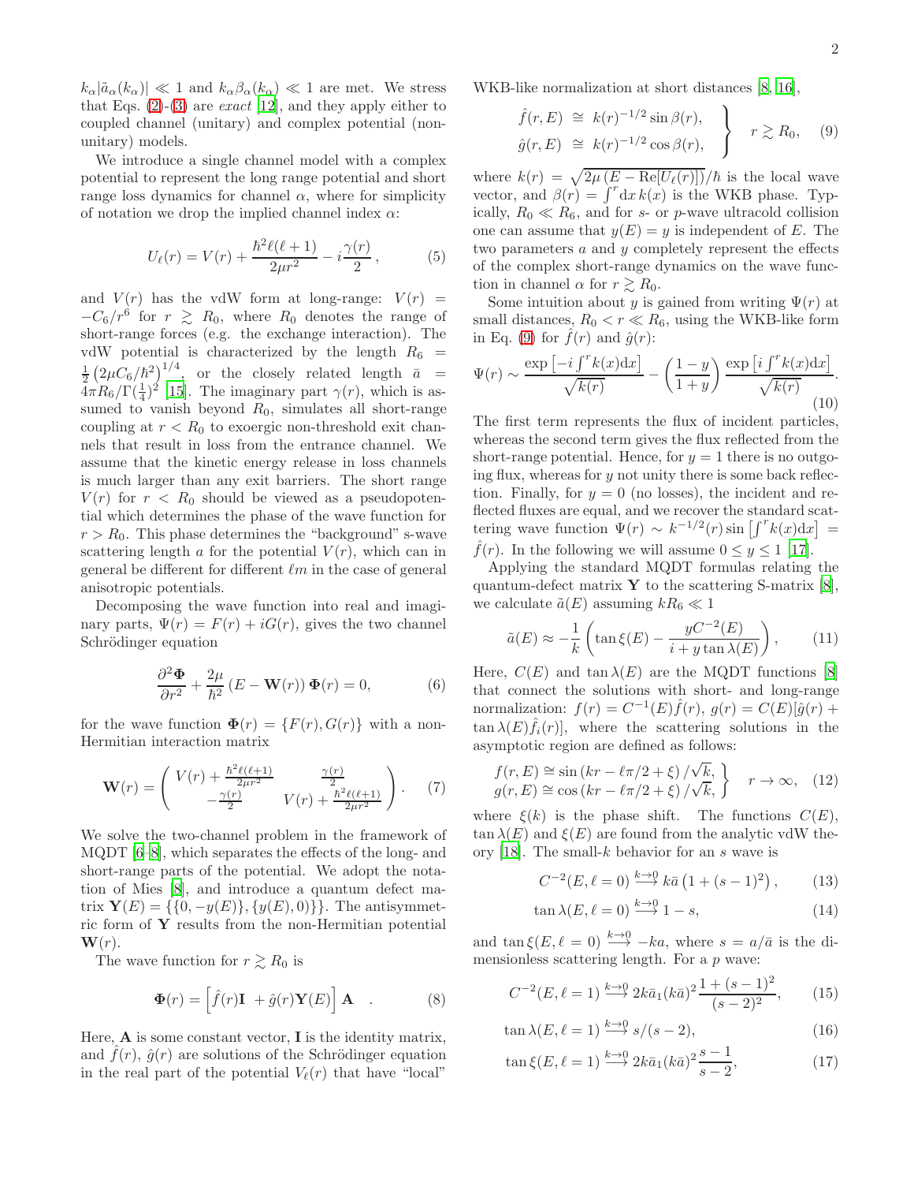$k_\alpha|\tilde{a}_\alpha(k_\alpha)| \ll 1$ and $k_\alpha\beta_\alpha(k_\alpha) \ll 1$ are met. We stress that Eqs. (2)-(3) are *exact* [12], and they apply either to coupled channel (unitary) and complex potential (non-unitary) models.

We introduce a single channel model with a complex potential to represent the long range potential and short range loss dynamics for channel $\alpha$, where for simplicity of notation we drop the implied channel index $\alpha$:

$$U_\ell(r) = V(r) + \frac{\hbar^2\ell(\ell+1)}{2\mu r^2} - i\frac{\gamma(r)}{2}\,, \tag{5}$$

and $V(r)$ has the vdW form at long-range: $V(r) = -C_6/r^6$ for $r \gtrsim R_0$, where $R_0$ denotes the range of short-range forces (e.g. the exchange interaction). The vdW potential is characterized by the length $R_6 = \frac{1}{2}\left(2\mu C_6/\hbar^2\right)^{1/4}$, or the closely related length $\bar{a} = 4\pi R_6/\Gamma(\frac{1}{4})^2$ [15]. The imaginary part $\gamma(r)$, which is assumed to vanish beyond $R_0$, simulates all short-range coupling at $r < R_0$ to exoergic non-threshold exit channels that result in loss from the entrance channel. We assume that the kinetic energy release in loss channels is much larger than any exit barriers. The short range $V(r)$ for $r < R_0$ should be viewed as a pseudopotential which determines the phase of the wave function for $r > R_0$. This phase determines the "background" s-wave scattering length $a$ for the potential $V(r)$, which can in general be different for different $\ell m$ in the case of general anisotropic potentials.

Decomposing the wave function into real and imaginary parts, $\Psi(r) = F(r) + iG(r)$, gives the two channel Schrödinger equation

$$\frac{\partial^2 \mathbf{\Phi}}{\partial r^2} + \frac{2\mu}{\hbar^2}\left(E - \mathbf{W}(r)\right)\mathbf{\Phi}(r) = 0, \tag{6}$$

for the wave function $\mathbf{\Phi}(r) = \{F(r), G(r)\}$ with a non-Hermitian interaction matrix

$$\mathbf{W}(r) = \begin{pmatrix} V(r) + \frac{\hbar^2\ell(\ell+1)}{2\mu r^2} & \frac{\gamma(r)}{2} \\ -\frac{\gamma(r)}{2} & V(r) + \frac{\hbar^2\ell(\ell+1)}{2\mu r^2} \end{pmatrix}. \tag{7}$$

We solve the two-channel problem in the framework of MQDT [6–8], which separates the effects of the long- and short-range parts of the potential. We adopt the notation of Mies [8], and introduce a quantum defect matrix $\mathbf{Y}(E) = \{\{0, -y(E)\}, \{y(E), 0\}\}$. The antisymmetric form of $\mathbf{Y}$ results from the non-Hermitian potential $\mathbf{W}(r)$.

The wave function for $r \gtrsim R_0$ is

$$\mathbf{\Phi}(r) = \left[\hat{f}(r)\mathbf{I} \; + \hat{g}(r)\mathbf{Y}(E)\right]\mathbf{A} \quad . \tag{8}$$

Here, $\mathbf{A}$ is some constant vector, $\mathbf{I}$ is the identity matrix, and $\hat{f}(r)$, $\hat{g}(r)$ are solutions of the Schrödinger equation in the real part of the potential $V_\ell(r)$ that have "local" WKB-like normalization at short distances [8, 16],

$$\left.\begin{aligned} \hat{f}(r,E) &\cong k(r)^{-1/2}\sin\beta(r), \\ \hat{g}(r,E) &\cong k(r)^{-1/2}\cos\beta(r), \end{aligned}\right\} \quad r \gtrsim R_0, \tag{9}$$

where $k(r) = \sqrt{2\mu\left(E - \mathrm{Re}[U_\ell(r)]\right)}/\hbar$ is the local wave vector, and $\beta(r) = \int^r \mathrm{d}x\, k(x)$ is the WKB phase. Typically, $R_0 \ll R_6$, and for $s$- or $p$-wave ultracold collision one can assume that $y(E) = y$ is independent of $E$. The two parameters $a$ and $y$ completely represent the effects of the complex short-range dynamics on the wave function in channel $\alpha$ for $r \gtrsim R_0$.

Some intuition about $y$ is gained from writing $\Psi(r)$ at small distances, $R_0 < r \ll R_6$, using the WKB-like form in Eq. (9) for $\hat{f}(r)$ and $\hat{g}(r)$:

$$\Psi(r) \sim \frac{\exp\left[-i\int^r k(x)\mathrm{d}x\right]}{\sqrt{k(r)}} - \left(\frac{1-y}{1+y}\right)\frac{\exp\left[i\int^r k(x)\mathrm{d}x\right]}{\sqrt{k(r)}}. \tag{10}$$

The first term represents the flux of incident particles, whereas the second term gives the flux reflected from the short-range potential. Hence, for $y = 1$ there is no outgoing flux, whereas for $y$ not unity there is some back reflection. Finally, for $y = 0$ (no losses), the incident and reflected fluxes are equal, and we recover the standard scattering wave function $\Psi(r) \sim k^{-1/2}(r)\sin\left[\int^r k(x)\mathrm{d}x\right] = \hat{f}(r)$. In the following we will assume $0 \le y \le 1$ [17].

Applying the standard MQDT formulas relating the quantum-defect matrix $\mathbf{Y}$ to the scattering S-matrix [8], we calculate $\tilde{a}(E)$ assuming $kR_6 \ll 1$

$$\tilde{a}(E) \approx -\frac{1}{k}\left(\tan\xi(E) - \frac{yC^{-2}(E)}{i + y\tan\lambda(E)}\right), \tag{11}$$

Here, $C(E)$ and $\tan\lambda(E)$ are the MQDT functions [8] that connect the solutions with short- and long-range normalization: $f(r) = C^{-1}(E)\hat{f}(r)$, $g(r) = C(E)[\hat{g}(r) + \tan\lambda(E)\hat{f}_i(r)]$, where the scattering solutions in the asymptotic region are defined as follows:

$$\left.\begin{aligned} f(r,E) &\cong \sin\left(kr - \ell\pi/2 + \xi\right)/\sqrt{k}, \\ g(r,E) &\cong \cos\left(kr - \ell\pi/2 + \xi\right)/\sqrt{k}, \end{aligned}\right\} \quad r \to \infty, \tag{12}$$

where $\xi(k)$ is the phase shift. The functions $C(E)$, $\tan\lambda(E)$ and $\xi(E)$ are found from the analytic vdW theory [18]. The small-$k$ behavior for an $s$ wave is

$$C^{-2}(E, \ell = 0) \overset{k\to 0}{\longrightarrow} k\bar{a}\left(1 + (s-1)^2\right), \tag{13}$$

$$\tan\lambda(E, \ell = 0) \overset{k\to 0}{\longrightarrow} 1 - s, \tag{14}$$

and $\tan\xi(E, \ell = 0) \overset{k\to 0}{\longrightarrow} -ka$, where $s = a/\bar{a}$ is the dimensionless scattering length. For a $p$ wave:

$$C^{-2}(E, \ell = 1) \overset{k\to 0}{\longrightarrow} 2k\bar{a}_1(k\bar{a})^2\frac{1 + (s-1)^2}{(s-2)^2}, \tag{15}$$

$$\tan\lambda(E, \ell = 1) \overset{k\to 0}{\longrightarrow} s/(s-2), \tag{16}$$

$$\tan\xi(E, \ell = 1) \overset{k\to 0}{\longrightarrow} 2k\bar{a}_1(k\bar{a})^2\frac{s-1}{s-2}, \tag{17}$$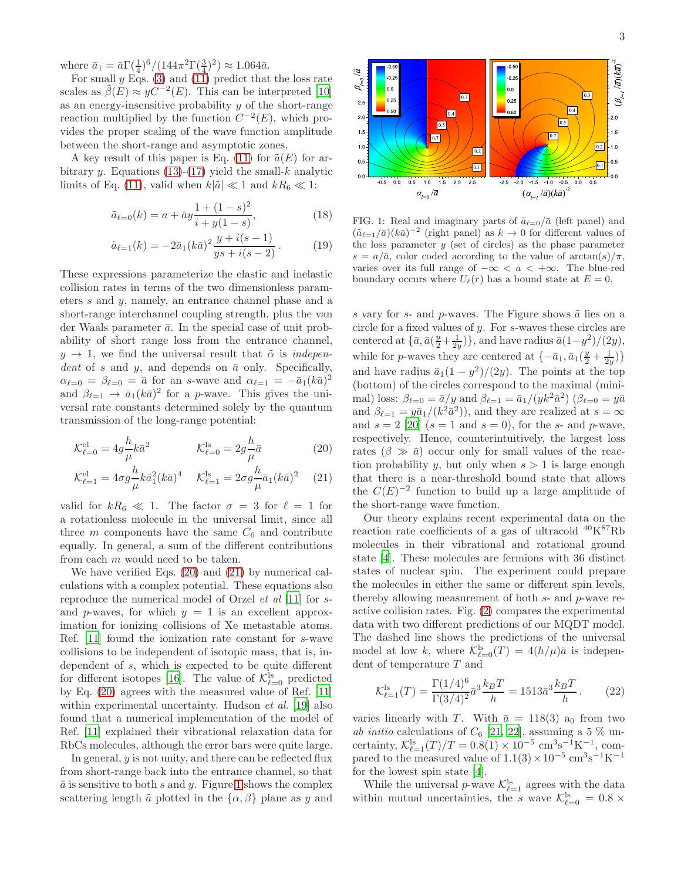where $\bar{a}_1 = \bar{a}\Gamma(\frac{1}{4})^6/(144\pi^2\Gamma(\frac{3}{4})^2) \approx 1.064\bar{a}$.

For small $y$ Eqs. (3) and (11) predict that the loss rate scales as $\tilde{\beta}(E) \approx yC^{-2}(E)$. This can be interpreted [10] as an energy-insensitive probability $y$ of the short-range reaction multiplied by the function $C^{-2}(E)$, which provides the proper scaling of the wave function amplitude between the short-range and asymptotic zones.

A key result of this paper is Eq. (11) for $\tilde{a}(E)$ for arbitrary $y$. Equations (13)-(17) yield the small-$k$ analytic limits of Eq. (11), valid when $k|\tilde{a}| \ll 1$ and $kR_6 \ll 1$:

$$\tilde{a}_{\ell=0}(k) = a + \bar{a}y\frac{1+(1-s)^2}{i+y(1-s)}, \tag{18}$$

$$\tilde{a}_{\ell=1}(k) = -2\bar{a}_1(k\bar{a})^2\frac{y+i(s-1)}{ys+i(s-2)}. \tag{19}$$

These expressions parameterize the elastic and inelastic collision rates in terms of the two dimensionless parameters $s$ and $y$, namely, an entrance channel phase and a short-range interchannel coupling strength, plus the van der Waals parameter $\bar{a}$. In the special case of unit probability of short range loss from the entrance channel, $y \to 1$, we find the universal result that $\tilde{\alpha}$ is *independent* of $s$ and $y$, and depends on $\bar{a}$ only. Specifically, $\alpha_{\ell=0} = \beta_{\ell=0} = \bar{a}$ for an $s$-wave and $\alpha_{\ell=1} = -\bar{a}_1(k\bar{a})^2$ and $\beta_{\ell=1} \to \bar{a}_1(k\bar{a})^2$ for a $p$-wave. This gives the universal rate constants determined solely by the quantum transmission of the long-range potential:

$$\mathcal{K}^{\rm el}_{\ell=0} = 4g\frac{h}{\mu}k\bar{a}^2 \qquad \mathcal{K}^{\rm ls}_{\ell=0} = 2g\frac{h}{\mu}\bar{a} \tag{20}$$

$$\mathcal{K}^{\rm el}_{\ell=1} = 4\sigma g\frac{h}{\mu}k\bar{a}_1^2(k\bar{a})^4 \quad \mathcal{K}^{\rm ls}_{\ell=1} = 2\sigma g\frac{h}{\mu}\bar{a}_1(k\bar{a})^2 \tag{21}$$

valid for $kR_6 \ll 1$. The factor $\sigma = 3$ for $\ell = 1$ for a rotationless molecule in the universal limit, since all three $m$ components have the same $C_6$ and contribute equally. In general, a sum of the different contributions from each $m$ would need to be taken.

We have verified Eqs. (20) and (21) by numerical calculations with a complex potential. These equations also reproduce the numerical model of Orzel *et al* [11] for $s$- and $p$-waves, for which $y = 1$ is an excellent approximation for ionizing collisions of Xe metastable atoms. Ref. [11] found the ionization rate constant for $s$-wave collisions to be independent of isotopic mass, that is, independent of $s$, which is expected to be quite different for different isotopes [16]. The value of $\mathcal{K}^{\rm ls}_{\ell=0}$ predicted by Eq. (20) agrees with the measured value of Ref. [11] within experimental uncertainty. Hudson *et al.* [19] also found that a numerical implementation of the model of Ref. [11] explained their vibrational relaxation data for RbCs molecules, although the error bars were quite large.

In general, $y$ is not unity, and there can be reflected flux from short-range back into the entrance channel, so that $\tilde{a}$ is sensitive to both $s$ and $y$. Figure 1 shows the complex scattering length $\tilde{a}$ plotted in the $\{\alpha, \beta\}$ plane as $y$ and $s$ vary for $s$- and $p$-waves. The Figure shows $\tilde{a}$ lies on a circle for a fixed values of $y$. For $s$-waves these circles are centered at $\{\bar{a}, \bar{a}(\frac{y}{2}+\frac{1}{2y})\}$, and have radius $\bar{a}(1-y^2)/(2y)$, while for $p$-waves they are centered at $\{-\bar{a}_1, \bar{a}_1(\frac{y}{2}+\frac{1}{2y})\}$ and have radius $\bar{a}_1(1-y^2)/(2y)$. The points at the top (bottom) of the circles correspond to the maximal (minimal) loss: $\beta_{\ell=0} = \bar{a}/y$ and $\beta_{\ell=1} = \bar{a}_1/(yk^2\bar{a}^2)$ ($\beta_{\ell=0} = y\bar{a}$ and $\beta_{\ell=1} = y\bar{a}_1/(k^2\bar{a}^2)$), and they are realized at $s = \infty$ and $s = 2$ [20] ($s = 1$ and $s = 0$), for the $s$- and $p$-wave, respectively. Hence, counterintuitively, the largest loss rates ($\beta \gg \bar{a}$) occur only for small values of the reaction probability $y$, but only when $s > 1$ is large enough that there is a near-threshold bound state that allows the $C(E)^{-2}$ function to build up a large amplitude of the short-range wave function.

FIG. 1: Real and imaginary parts of $\tilde{a}_{\ell=0}/\bar{a}$ (left panel) and $(\tilde{a}_{\ell=1}/\bar{a})(k\bar{a})^{-2}$ (right panel) as $k \to 0$ for different values of the loss parameter $y$ (set of circles) as the phase parameter $s = a/\bar{a}$, color coded according to the value of $\arctan(s)/\pi$, varies over its full range of $-\infty < a < +\infty$. The blue-red boundary occurs where $U_\ell(r)$ has a bound state at $E = 0$.

Our theory explains recent experimental data on the reaction rate coefficients of a gas of ultracold $^{40}$K$^{87}$Rb molecules in their vibrational and rotational ground state [4]. These molecules are fermions with 36 distinct states of nuclear spin. The experiment could prepare the molecules in either the same or different spin levels, thereby allowing measurement of both $s$- and $p$-wave reactive collision rates. Fig. (2) compares the experimental data with two different predictions of our MQDT model. The dashed line shows the predictions of the universal model at low $k$, where $\mathcal{K}^{\rm ls}_{\ell=0}(T) = 4(h/\mu)\bar{a}$ is independent of temperature $T$ and

$$\mathcal{K}^{\rm ls}_{\ell=1}(T) = \frac{\Gamma(1/4)^6}{\Gamma(3/4)^2}\bar{a}^3\frac{k_BT}{h} = 1513\bar{a}^3\frac{k_BT}{h}. \tag{22}$$

varies linearly with $T$. With $\bar{a} = 118(3)$ a$_0$ from two *ab initio* calculations of $C_6$ [21, 22], assuming a 5 % uncertainty, $\mathcal{K}^{\rm ls}_{\ell=1}(T)/T = 0.8(1) \times 10^{-5}$ cm$^3$s$^{-1}$K$^{-1}$, compared to the measured value of $1.1(3) \times 10^{-5}$ cm$^3$s$^{-1}$K$^{-1}$ for the lowest spin state [4].

While the universal $p$-wave $\mathcal{K}^{\rm ls}_{\ell=1}$ agrees with the data within mutual uncertainties, the $s$ wave $\mathcal{K}^{\rm ls}_{\ell=0} = 0.8 \times$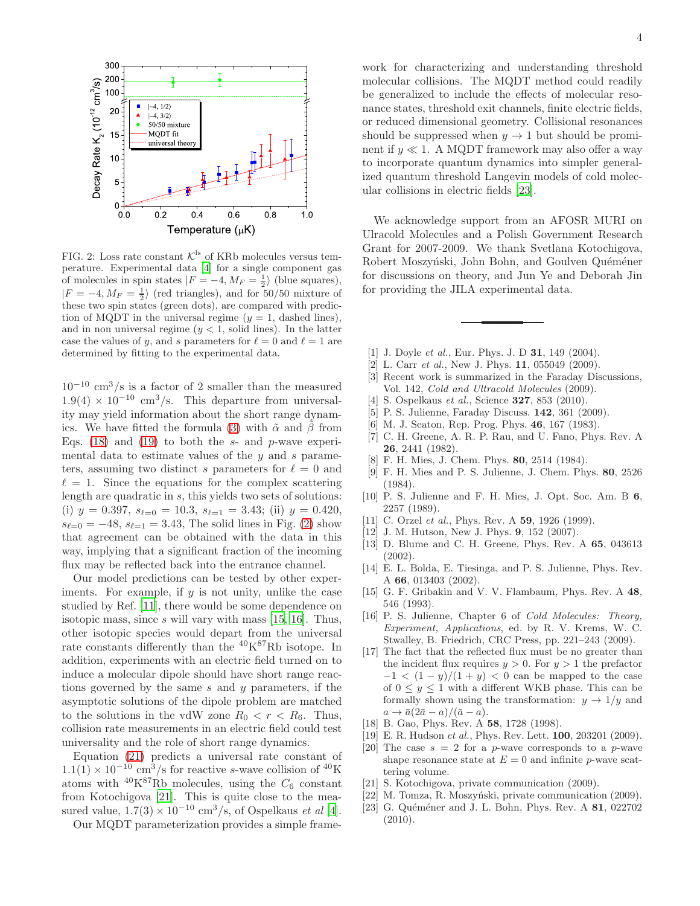300
200
100
20
15
10
5
0

Decay Rate $K_2$ ($10^{-12}$ cm$^3$/s)

0.0 0.2 0.4 0.6 0.8 1.0

Temperature (μK)

|-4, 1/2⟩
|-4, 3/2⟩
50/50 mixture
MQDT fit
universal theory

FIG. 2: Loss rate constant $\mathcal{K}^{\rm ls}$ of KRb molecules versus temperature. Experimental data [4] for a single component gas of molecules in spin states $|F=-4, M_F=\frac{1}{2}\rangle$ (blue squares), $|F=-4, M_F=\frac{1}{2}\rangle$ (red triangles), and for 50/50 mixture of these two spin states (green dots), are compared with prediction of MQDT in the universal regime ($y=1$, dashed lines), and in non universal regime ($y<1$, solid lines). In the latter case the values of $y$, and $s$ parameters for $\ell=0$ and $\ell=1$ are determined by fitting to the experimental data.

$10^{-10}$ cm$^3$/s is a factor of 2 smaller than the measured $1.9(4)\times10^{-10}$ cm$^3$/s. This departure from universality may yield information about the short range dynamics. We have fitted the formula (3) with $\tilde{\alpha}$ and $\tilde{\beta}$ from Eqs. (18) and (19) to both the $s$- and $p$-wave experimental data to estimate values of the $y$ and $s$ parameters, assuming two distinct $s$ parameters for $\ell=0$ and $\ell=1$. Since the equations for the complex scattering length are quadratic in $s$, this yields two sets of solutions: (i) $y=0.397$, $s_{\ell=0}=10.3$, $s_{\ell=1}=3.43$; (ii) $y=0.420$, $s_{\ell=0}=-48$, $s_{\ell=1}=3.43$, The solid lines in Fig. (2) show that agreement can be obtained with the data in this way, implying that a significant fraction of the incoming flux may be reflected back into the entrance channel.

Our model predictions can be tested by other experiments. For example, if $y$ is not unity, unlike the case studied by Ref. [11], there would be some dependence on isotopic mass, since $s$ will vary with mass [15, 16]. Thus, other isotopic species would depart from the universal rate constants differently than the $^{40}$K$^{87}$Rb isotope. In addition, experiments with an electric field turned on to induce a molecular dipole should have short range reactions governed by the same $s$ and $y$ parameters, if the asymptotic solutions of the dipole problem are matched to the solutions in the vdW zone $R_0<r<R_6$. Thus, collision rate measurements in an electric field could test universality and the role of short range dynamics.

Equation (21) predicts a universal rate constant of $1.1(1)\times10^{-10}$ cm$^3$/s for reactive $s$-wave collision of $^{40}$K atoms with $^{40}$K$^{87}$Rb molecules, using the $C_6$ constant from Kotochigova [21]. This is quite close to the measured value, $1.7(3)\times10^{-10}$ cm$^3$/s, of Ospelkaus *et al* [4].

Our MQDT parameterization provides a simple framework for characterizing and understanding threshold molecular collisions. The MQDT method could readily be generalized to include the effects of molecular resonance states, threshold exit channels, finite electric fields, or reduced dimensional geometry. Collisional resonances should be suppressed when $y\to1$ but should be prominent if $y\ll1$. A MQDT framework may also offer a way to incorporate quantum dynamics into simpler generalized quantum threshold Langevin models of cold molecular collisions in electric fields [23].

We acknowledge support from an AFOSR MURI on Uracold Molecules and a Polish Government Research Grant for 2007-2009. We thank Svetlana Kotochigova, Robert Moszyński, John Bohn, and Goulven Quéméner for discussions on theory, and Jun Ye and Deborah Jin for providing the JILA experimental data.

[1] J. Doyle *et al.*, Eur. Phys. J. D **31**, 149 (2004).
[2] L. Carr *et al.*, New J. Phys. **11**, 055049 (2009).
[3] Recent work is summarized in the Faraday Discussions, Vol. 142, *Cold and Ultracold Molecules* (2009).
[4] S. Ospelkaus *et al.*, Science **327**, 853 (2010).
[5] P. S. Julienne, Faraday Discuss. **142**, 361 (2009).
[6] M. J. Seaton, Rep. Prog. Phys. **46**, 167 (1983).
[7] C. H. Greene, A. R. P. Rau, and U. Fano, Phys. Rev. A **26**, 2441 (1982).
[8] F. H. Mies, J. Chem. Phys. **80**, 2514 (1984).
[9] F. H. Mies and P. S. Julienne, J. Chem. Phys. **80**, 2526 (1984).
[10] P. S. Julienne and F. H. Mies, J. Opt. Soc. Am. B **6**, 2257 (1989).
[11] C. Orzel *et al.*, Phys. Rev. A **59**, 1926 (1999).
[12] J. M. Hutson, New J. Phys. **9**, 152 (2007).
[13] D. Blume and C. H. Greene, Phys. Rev. A **65**, 043613 (2002).
[14] E. L. Bolda, E. Tiesinga, and P. S. Julienne, Phys. Rev. A **66**, 013403 (2002).
[15] G. F. Gribakin and V. V. Flambaum, Phys. Rev. A **48**, 546 (1993).
[16] P. S. Julienne, Chapter 6 of *Cold Molecules: Theory, Experiment, Applications*, ed. by R. V. Krems, W. C. Stwalley, B. Friedrich, CRC Press, pp. 221–243 (2009).
[17] The fact that the reflected flux must be no greater than the incident flux requires $y>0$. For $y>1$ the prefactor $-1<(1-y)/(1+y)<0$ can be mapped to the case of $0\le y\le1$ with a different WKB phase. This can be formally shown using the transformation: $y\to1/y$ and $a\to\bar{a}(2\bar{a}-a)/(\bar{a}-a)$.
[18] B. Gao, Phys. Rev. A **58**, 1728 (1998).
[19] E. R. Hudson *et al.*, Phys. Rev. Lett. **100**, 203201 (2009).
[20] The case $s=2$ for a $p$-wave corresponds to a $p$-wave shape resonance state at $E=0$ and infinite $p$-wave scattering volume.
[21] S. Kotochigova, private communication (2009).
[22] M. Tomza, R. Moszyński, private communication (2009).
[23] G. Quéméner and J. L. Bohn, Phys. Rev. A **81**, 022702 (2010).